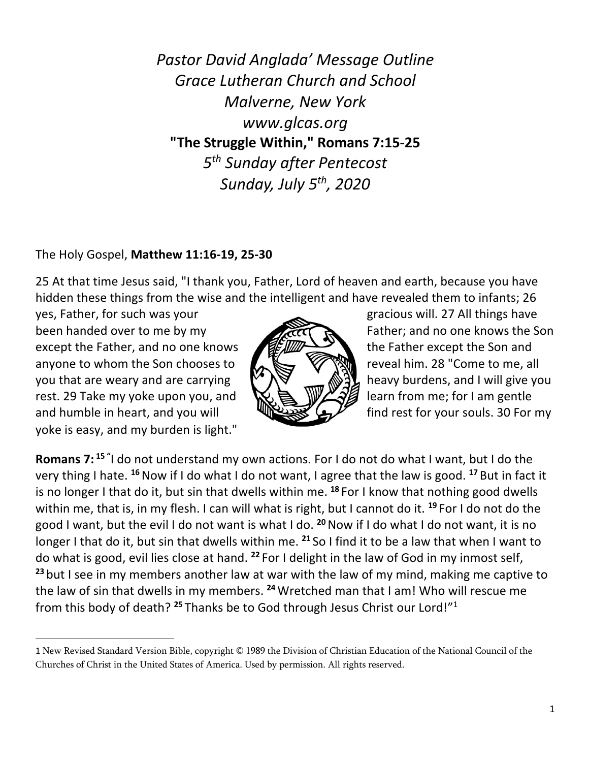*Pastor David Anglada' Message Outline*
*Grace Lutheran Church and School*
*Malverne, New York*
*www.glcas.org*
**"The Struggle Within," Romans 7:15-25**
*5th Sunday after Pentecost*
*Sunday, July 5th, 2020*

The Holy Gospel, **Matthew 11:16-19, 25-30**

25 At that time Jesus said, "I thank you, Father, Lord of heaven and earth, because you have hidden these things from the wise and the intelligent and have revealed them to infants; 26 yes, Father, for such was your gracious will. 27 All things have been handed over to me by my Father; and no one knows the Son except the Father, and no one knows the Father except the Son and anyone to whom the Son chooses to reveal him. 28 "Come to me, all you that are weary and are carrying heavy burdens, and I will give you rest. 29 Take my yoke upon you, and learn from me; for I am gentle and humble in heart, and you will find rest for your souls. 30 For my yoke is easy, and my burden is light."

**Romans 7:** **15** "I do not understand my own actions. For I do not do what I want, but I do the very thing I hate. **16** Now if I do what I do not want, I agree that the law is good. **17** But in fact it is no longer I that do it, but sin that dwells within me. **18** For I know that nothing good dwells within me, that is, in my flesh. I can will what is right, but I cannot do it. **19** For I do not do the good I want, but the evil I do not want is what I do. **20** Now if I do what I do not want, it is no longer I that do it, but sin that dwells within me. **21** So I find it to be a law that when I want to do what is good, evil lies close at hand. **22** For I delight in the law of God in my inmost self, **23** but I see in my members another law at war with the law of my mind, making me captive to the law of sin that dwells in my members. **24** Wretched man that I am! Who will rescue me from this body of death? **25** Thanks be to God through Jesus Christ our Lord!"[1]

1 New Revised Standard Version Bible, copyright © 1989 the Division of Christian Education of the National Council of the Churches of Christ in the United States of America. Used by permission. All rights reserved.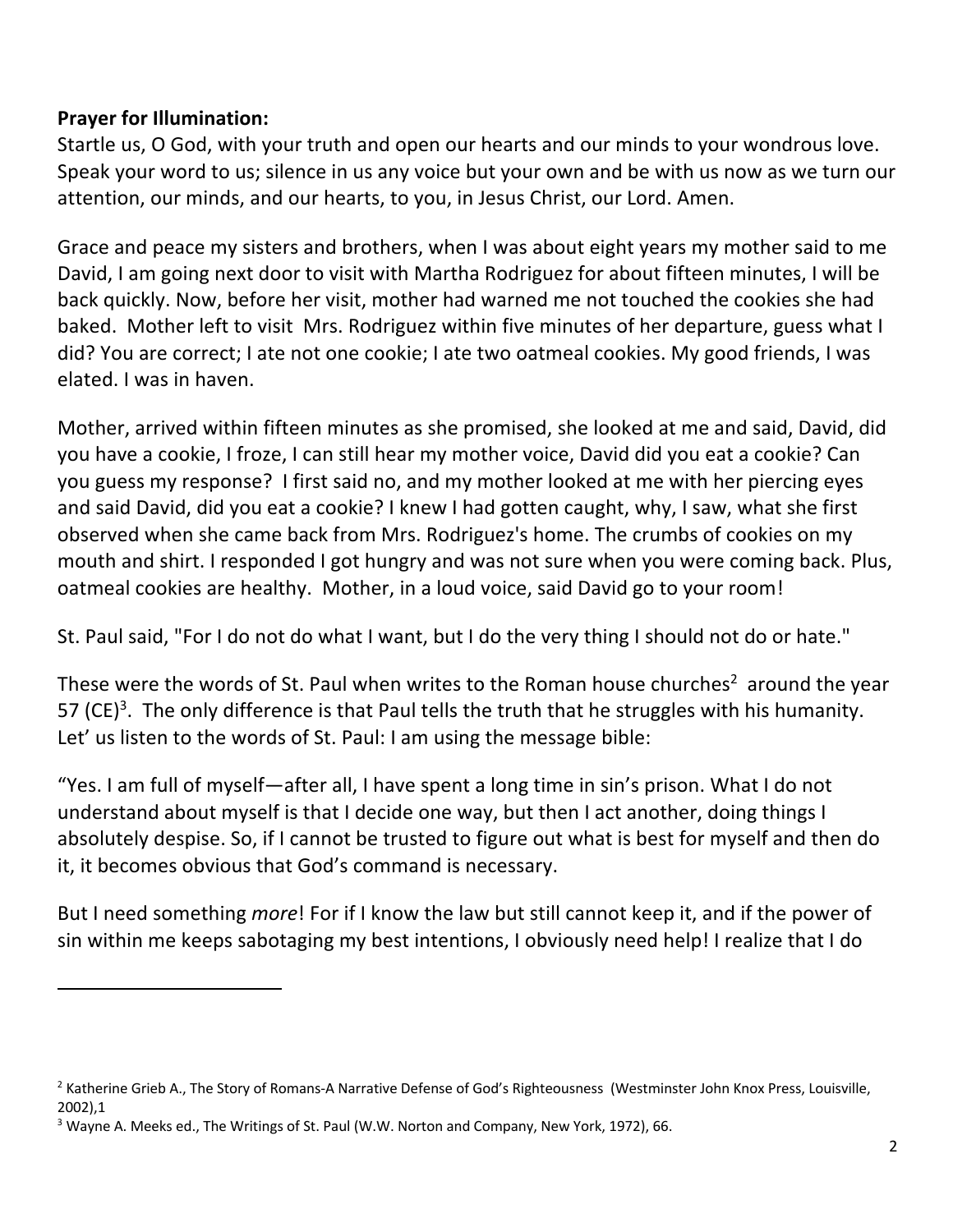**Prayer for Illumination:**
Startle us, O God, with your truth and open our hearts and our minds to your wondrous love. Speak your word to us; silence in us any voice but your own and be with us now as we turn our attention, our minds, and our hearts, to you, in Jesus Christ, our Lord. Amen.

Grace and peace my sisters and brothers, when I was about eight years my mother said to me David, I am going next door to visit with Martha Rodriguez for about fifteen minutes, I will be back quickly. Now, before her visit, mother had warned me not touched the cookies she had baked. Mother left to visit Mrs. Rodriguez within five minutes of her departure, guess what I did? You are correct; I ate not one cookie; I ate two oatmeal cookies. My good friends, I was elated. I was in haven.

Mother, arrived within fifteen minutes as she promised, she looked at me and said, David, did you have a cookie, I froze, I can still hear my mother voice, David did you eat a cookie? Can you guess my response? I first said no, and my mother looked at me with her piercing eyes and said David, did you eat a cookie? I knew I had gotten caught, why, I saw, what she first observed when she came back from Mrs. Rodriguez's home. The crumbs of cookies on my mouth and shirt. I responded I got hungry and was not sure when you were coming back. Plus, oatmeal cookies are healthy. Mother, in a loud voice, said David go to your room!

St. Paul said, "For I do not do what I want, but I do the very thing I should not do or hate."

These were the words of St. Paul when writes to the Roman house churches[2] around the year 57 (CE)[3]. The only difference is that Paul tells the truth that he struggles with his humanity. Let' us listen to the words of St. Paul: I am using the message bible:

"Yes. I am full of myself—after all, I have spent a long time in sin's prison. What I do not understand about myself is that I decide one way, but then I act another, doing things I absolutely despise. So, if I cannot be trusted to figure out what is best for myself and then do it, it becomes obvious that God's command is necessary.

But I need something *more*! For if I know the law but still cannot keep it, and if the power of sin within me keeps sabotaging my best intentions, I obviously need help! I realize that I do

---

[2] Katherine Grieb A., The Story of Romans-A Narrative Defense of God's Righteousness (Westminster John Knox Press, Louisville, 2002),1

[3] Wayne A. Meeks ed., The Writings of St. Paul (W.W. Norton and Company, New York, 1972), 66.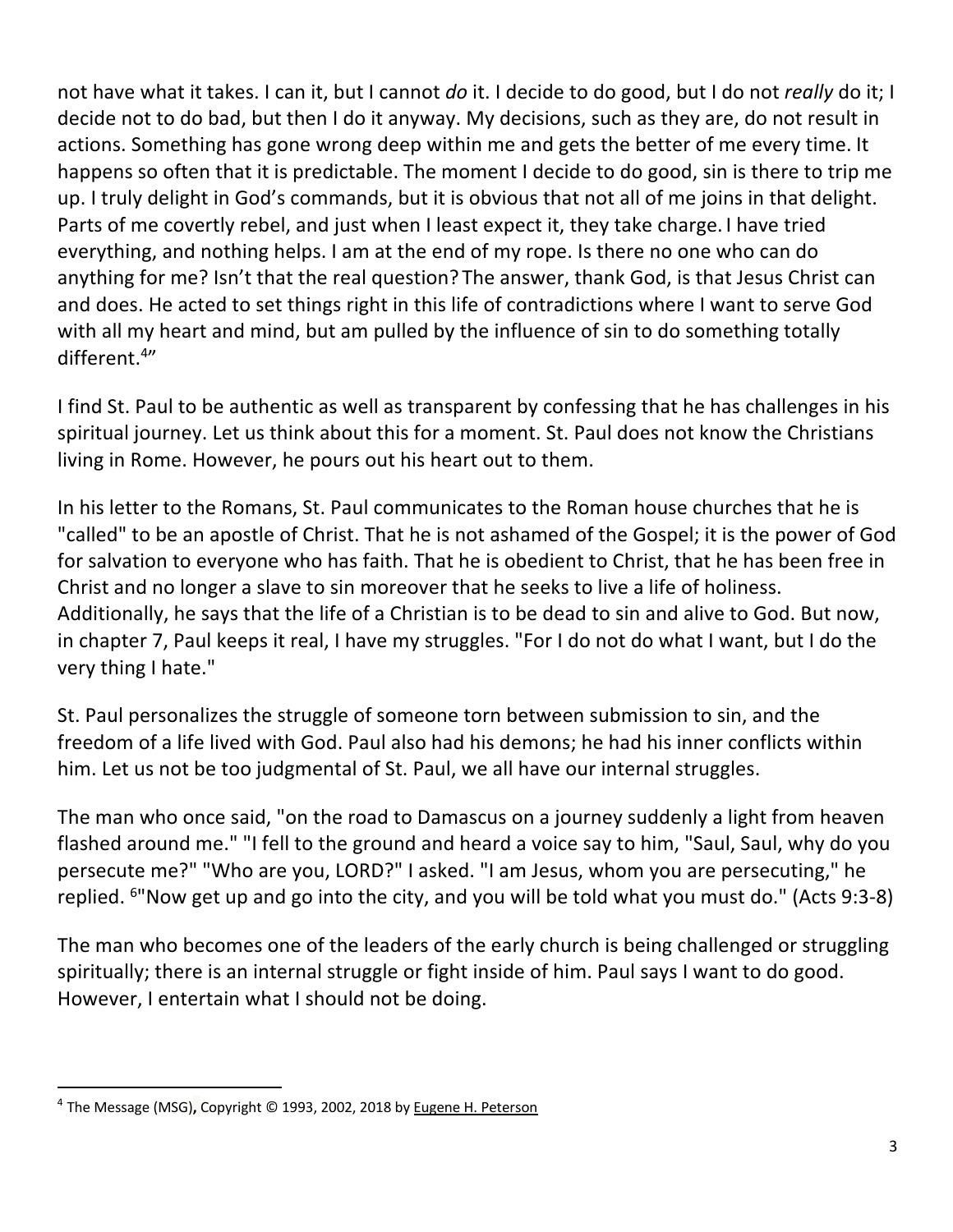not have what it takes. I can it, but I cannot *do* it. I decide to do good, but I do not *really* do it; I decide not to do bad, but then I do it anyway. My decisions, such as they are, do not result in actions. Something has gone wrong deep within me and gets the better of me every time. It happens so often that it is predictable. The moment I decide to do good, sin is there to trip me up. I truly delight in God's commands, but it is obvious that not all of me joins in that delight. Parts of me covertly rebel, and just when I least expect it, they take charge. I have tried everything, and nothing helps. I am at the end of my rope. Is there no one who can do anything for me? Isn't that the real question? The answer, thank God, is that Jesus Christ can and does. He acted to set things right in this life of contradictions where I want to serve God with all my heart and mind, but am pulled by the influence of sin to do something totally different.[4]"

I find St. Paul to be authentic as well as transparent by confessing that he has challenges in his spiritual journey. Let us think about this for a moment. St. Paul does not know the Christians living in Rome. However, he pours out his heart out to them.

In his letter to the Romans, St. Paul communicates to the Roman house churches that he is "called" to be an apostle of Christ. That he is not ashamed of the Gospel; it is the power of God for salvation to everyone who has faith. That he is obedient to Christ, that he has been free in Christ and no longer a slave to sin moreover that he seeks to live a life of holiness. Additionally, he says that the life of a Christian is to be dead to sin and alive to God. But now, in chapter 7, Paul keeps it real, I have my struggles. "For I do not do what I want, but I do the very thing I hate."

St. Paul personalizes the struggle of someone torn between submission to sin, and the freedom of a life lived with God. Paul also had his demons; he had his inner conflicts within him. Let us not be too judgmental of St. Paul, we all have our internal struggles.

The man who once said, "on the road to Damascus on a journey suddenly a light from heaven flashed around me." "I fell to the ground and heard a voice say to him, "Saul, Saul, why do you persecute me?" "Who are you, LORD?" I asked. "I am Jesus, whom you are persecuting," he replied. [6]"Now get up and go into the city, and you will be told what you must do." (Acts 9:3-8)

The man who becomes one of the leaders of the early church is being challenged or struggling spiritually; there is an internal struggle or fight inside of him. Paul says I want to do good. However, I entertain what I should not be doing.

---

[4] The Message (MSG), Copyright © 1993, 2002, 2018 by Eugene H. Peterson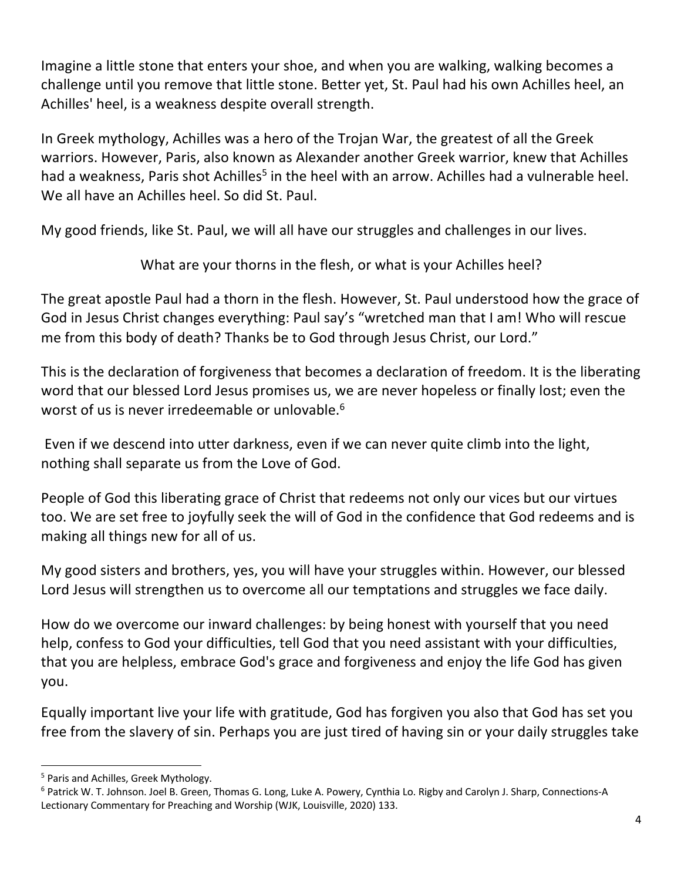Imagine a little stone that enters your shoe, and when you are walking, walking becomes a challenge until you remove that little stone. Better yet, St. Paul had his own Achilles heel, an Achilles' heel, is a weakness despite overall strength.

In Greek mythology, Achilles was a hero of the Trojan War, the greatest of all the Greek warriors. However, Paris, also known as Alexander another Greek warrior, knew that Achilles had a weakness, Paris shot Achilles[5] in the heel with an arrow. Achilles had a vulnerable heel. We all have an Achilles heel. So did St. Paul.

My good friends, like St. Paul, we will all have our struggles and challenges in our lives.

What are your thorns in the flesh, or what is your Achilles heel?

The great apostle Paul had a thorn in the flesh. However, St. Paul understood how the grace of God in Jesus Christ changes everything: Paul say's "wretched man that I am! Who will rescue me from this body of death? Thanks be to God through Jesus Christ, our Lord."

This is the declaration of forgiveness that becomes a declaration of freedom. It is the liberating word that our blessed Lord Jesus promises us, we are never hopeless or finally lost; even the worst of us is never irredeemable or unlovable.[6]

Even if we descend into utter darkness, even if we can never quite climb into the light, nothing shall separate us from the Love of God.

People of God this liberating grace of Christ that redeems not only our vices but our virtues too. We are set free to joyfully seek the will of God in the confidence that God redeems and is making all things new for all of us.

My good sisters and brothers, yes, you will have your struggles within. However, our blessed Lord Jesus will strengthen us to overcome all our temptations and struggles we face daily.

How do we overcome our inward challenges: by being honest with yourself that you need help, confess to God your difficulties, tell God that you need assistant with your difficulties, that you are helpless, embrace God's grace and forgiveness and enjoy the life God has given you.

Equally important live your life with gratitude, God has forgiven you also that God has set you free from the slavery of sin. Perhaps you are just tired of having sin or your daily struggles take

[5] Paris and Achilles, Greek Mythology.

[6] Patrick W. T. Johnson. Joel B. Green, Thomas G. Long, Luke A. Powery, Cynthia Lo. Rigby and Carolyn J. Sharp, Connections-A Lectionary Commentary for Preaching and Worship (WJK, Louisville, 2020) 133.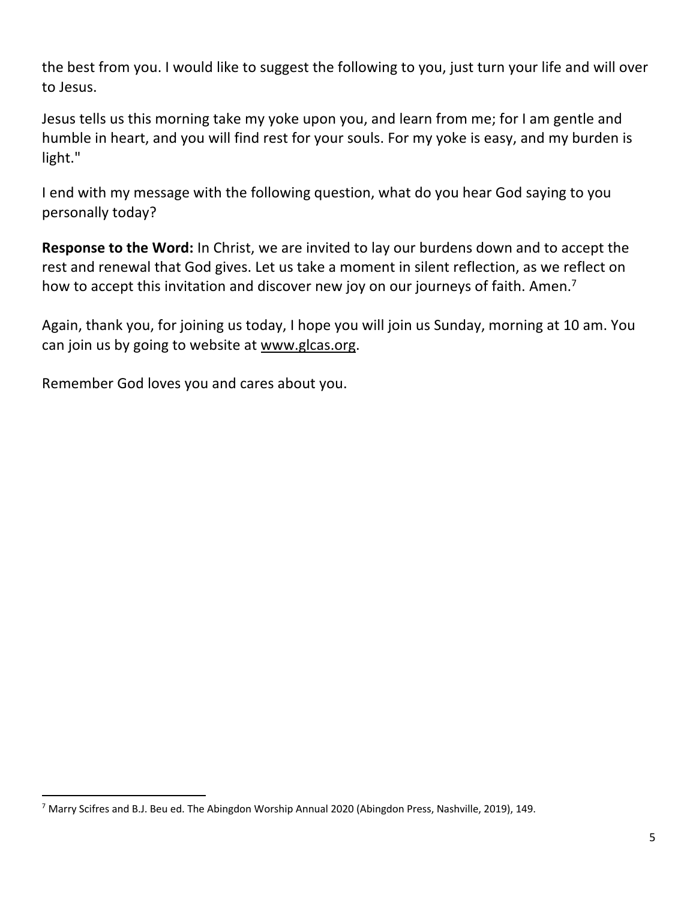the best from you. I would like to suggest the following to you, just turn your life and will over to Jesus.

Jesus tells us this morning take my yoke upon you, and learn from me; for I am gentle and humble in heart, and you will find rest for your souls. For my yoke is easy, and my burden is light."

I end with my message with the following question, what do you hear God saying to you personally today?

**Response to the Word:** In Christ, we are invited to lay our burdens down and to accept the rest and renewal that God gives. Let us take a moment in silent reflection, as we reflect on how to accept this invitation and discover new joy on our journeys of faith. Amen.[7]

Again, thank you, for joining us today, I hope you will join us Sunday, morning at 10 am. You can join us by going to website at www.glcas.org.

Remember God loves you and cares about you.

[7] Marry Scifres and B.J. Beu ed. The Abingdon Worship Annual 2020 (Abingdon Press, Nashville, 2019), 149.